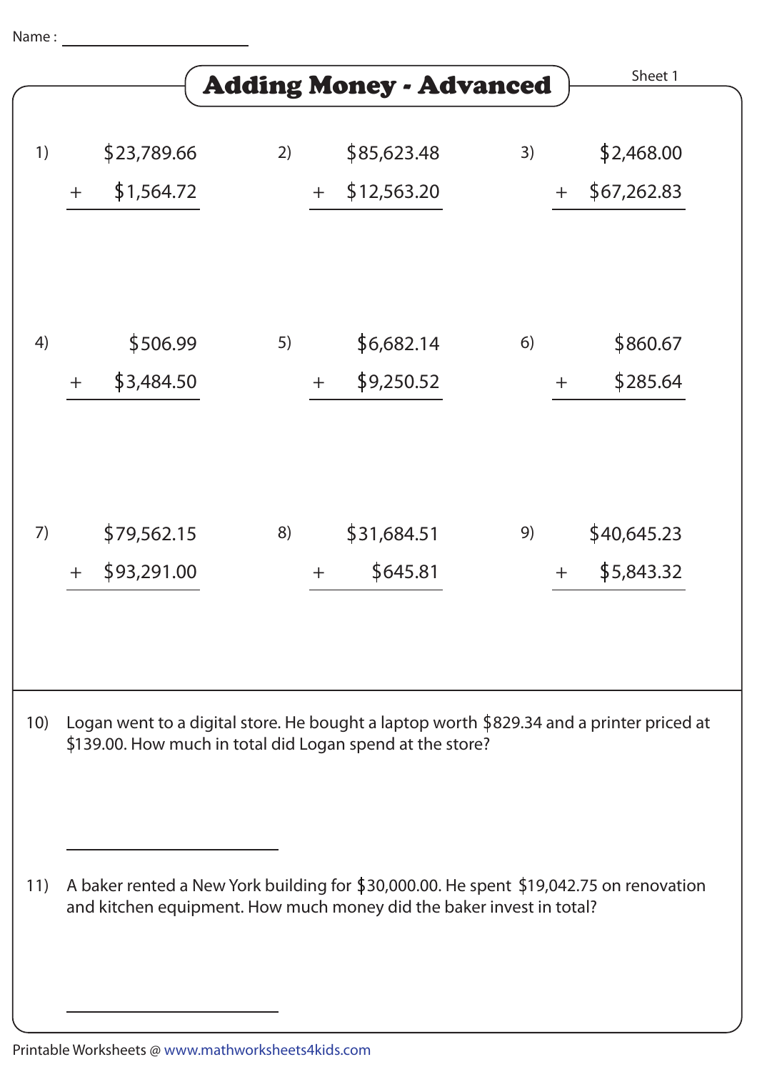Name : ______________________

# Adding Money - Advanced

Sheet 1

1) $\$23,789.66 + \$1,564.72$

2) $\$85,623.48 + \$12,563.20$

3) $\$2,468.00 + \$67,262.83$

4) $\$506.99 + \$3,484.50$

5) $\$6,682.14 + \$9,250.52$

6) $\$860.67 + \$285.64$

7) $\$79,562.15 + \$93,291.00$

8) $\$31,684.51 + \$645.81$

9) $\$40,645.23 + \$5,843.32$

10) Logan went to a digital store. He bought a laptop worth $829.34 and a printer priced at $139.00. How much in total did Logan spend at the store?

______________________

11) A baker rented a New York building for $30,000.00. He spent $19,042.75 on renovation and kitchen equipment. How much money did the baker invest in total?

______________________

Printable Worksheets @ www.mathworksheets4kids.com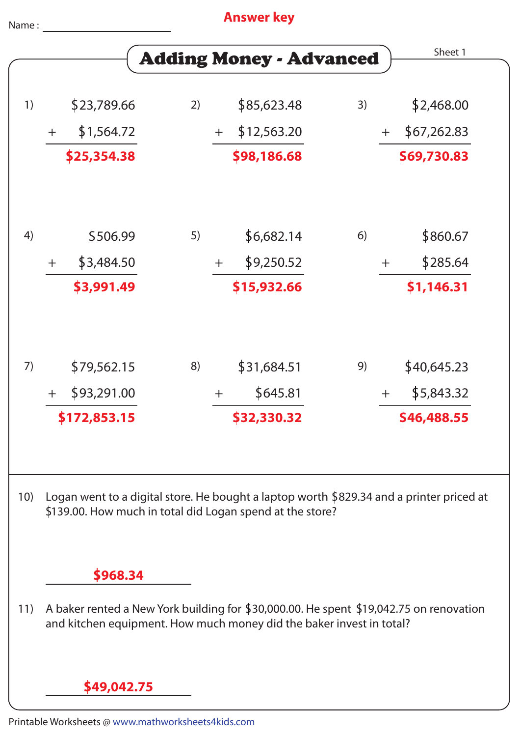Name : ____________________

**Answer key**

# Adding Money - Advanced

Sheet 1

1) $23,789.66 + $1,564.72 = **$25,354.38**

2) $85,623.48 + $12,563.20 = **$98,186.68**

3) $2,468.00 + $67,262.83 = **$69,730.83**

4) $506.99 + $3,484.50 = **$3,991.49**

5) $6,682.14 + $9,250.52 = **$15,932.66**

6) $860.67 + $285.64 = **$1,146.31**

7) $79,562.15 + $93,291.00 = **$172,853.15**

8) $31,684.51 + $645.81 = **$32,330.32**

9) $40,645.23 + $5,843.32 = **$46,488.55**

10) Logan went to a digital store. He bought a laptop worth $829.34 and a printer priced at $139.00. How much in total did Logan spend at the store?

**$968.34**

11) A baker rented a New York building for $30,000.00. He spent $19,042.75 on renovation and kitchen equipment. How much money did the baker invest in total?

**$49,042.75**

Printable Worksheets @ www.mathworksheets4kids.com